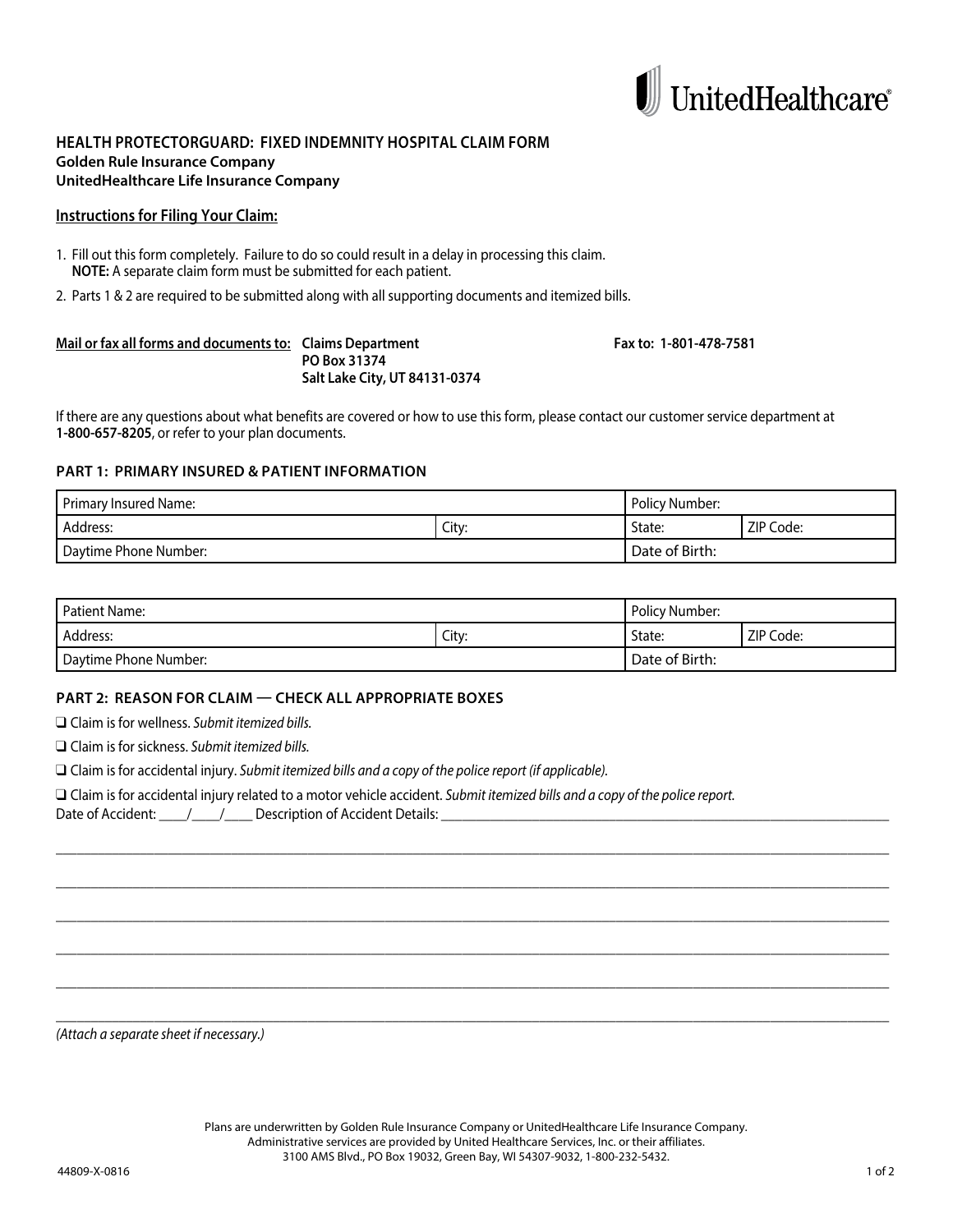UnitedHealthcare®

## HEALTH PROTECTORGUARD: FIXED INDEMNITY HOSPITAL CLAIM FORM

**Golden Rule Insurance Company**
**UnitedHealthcare Life Insurance Company**

### Instructions for Filing Your Claim:

1. Fill out this form completely. Failure to do so could result in a delay in processing this claim.
   **NOTE:** A separate claim form must be submitted for each patient.
2. Parts 1 & 2 are required to be submitted along with all supporting documents and itemized bills.

**Mail or fax all forms and documents to:** **Claims Department**
**PO Box 31374**
**Salt Lake City, UT 84131-0374**

**Fax to: 1-801-478-7581**

If there are any questions about what benefits are covered or how to use this form, please contact our customer service department at **1-800-657-8205**, or refer to your plan documents.

### PART 1: PRIMARY INSURED & PATIENT INFORMATION

| Primary Insured Name: | | Policy Number: | |
|---|---|---|---|
| Address: | City: | State: | ZIP Code: |
| Daytime Phone Number: | | Date of Birth: | |

| Patient Name: | | Policy Number: | |
|---|---|---|---|
| Address: | City: | State: | ZIP Code: |
| Daytime Phone Number: | | Date of Birth: | |

### PART 2: REASON FOR CLAIM — CHECK ALL APPROPRIATE BOXES

❑ Claim is for wellness. *Submit itemized bills.*

❑ Claim is for sickness. *Submit itemized bills.*

❑ Claim is for accidental injury. *Submit itemized bills and a copy of the police report (if applicable).*

❑ Claim is for accidental injury related to a motor vehicle accident. *Submit itemized bills and a copy of the police report.*

Date of Accident: ____/____/____ Description of Accident Details: ____________________________________________

__________________________________________________________________________________________

__________________________________________________________________________________________

__________________________________________________________________________________________

__________________________________________________________________________________________

__________________________________________________________________________________________

__________________________________________________________________________________________

*(Attach a separate sheet if necessary.)*

Plans are underwritten by Golden Rule Insurance Company or UnitedHealthcare Life Insurance Company.
Administrative services are provided by United Healthcare Services, Inc. or their affiliates.
3100 AMS Blvd., PO Box 19032, Green Bay, WI 54307-9032, 1-800-232-5432.

44809-X-0816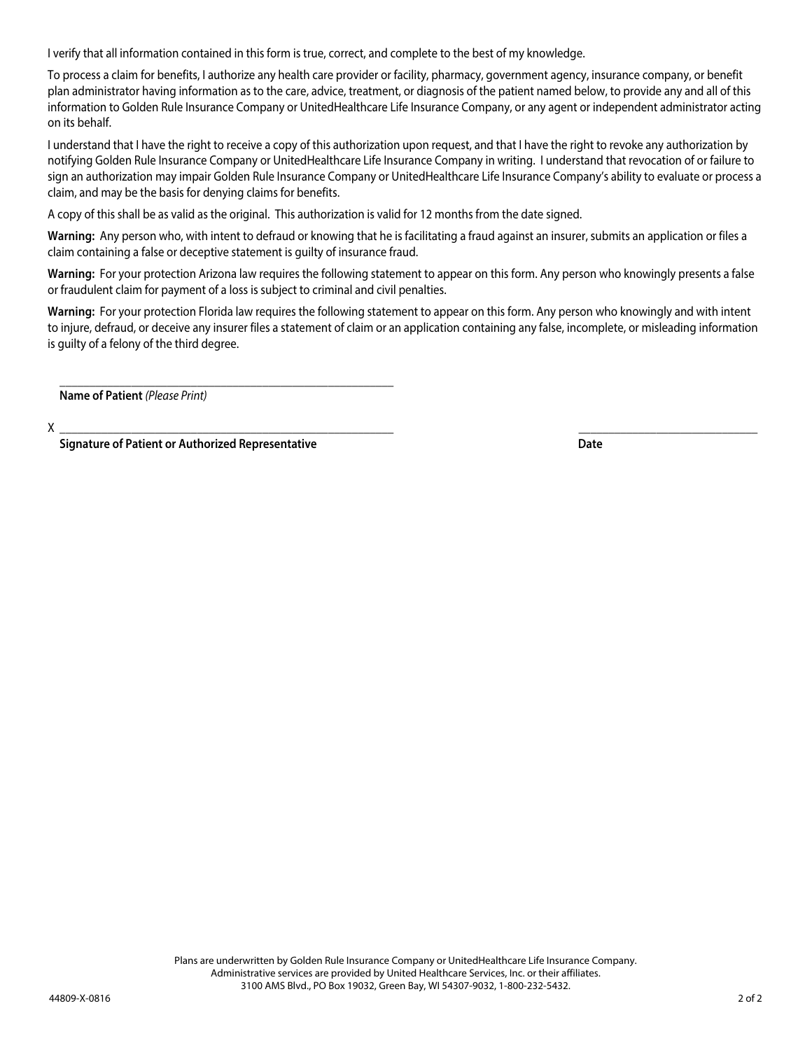I verify that all information contained in this form is true, correct, and complete to the best of my knowledge.

To process a claim for benefits, I authorize any health care provider or facility, pharmacy, government agency, insurance company, or benefit plan administrator having information as to the care, advice, treatment, or diagnosis of the patient named below, to provide any and all of this information to Golden Rule Insurance Company or UnitedHealthcare Life Insurance Company, or any agent or independent administrator acting on its behalf.

I understand that I have the right to receive a copy of this authorization upon request, and that I have the right to revoke any authorization by notifying Golden Rule Insurance Company or UnitedHealthcare Life Insurance Company in writing. I understand that revocation of or failure to sign an authorization may impair Golden Rule Insurance Company or UnitedHealthcare Life Insurance Company's ability to evaluate or process a claim, and may be the basis for denying claims for benefits.

A copy of this shall be as valid as the original. This authorization is valid for 12 months from the date signed.

**Warning:** Any person who, with intent to defraud or knowing that he is facilitating a fraud against an insurer, submits an application or files a claim containing a false or deceptive statement is guilty of insurance fraud.

**Warning:** For your protection Arizona law requires the following statement to appear on this form. Any person who knowingly presents a false or fraudulent claim for payment of a loss is subject to criminal and civil penalties.

**Warning:** For your protection Florida law requires the following statement to appear on this form. Any person who knowingly and with intent to injure, defraud, or deceive any insurer files a statement of claim or an application containing any false, incomplete, or misleading information is guilty of a felony of the third degree.

\_\_\_\_\_\_\_\_\_\_\_\_\_\_\_\_\_\_\_\_\_\_\_\_\_\_\_\_\_\_\_\_\_\_\_\_\_\_\_\_

**Name of Patient** *(Please Print)*

X \_\_\_\_\_\_\_\_\_\_\_\_\_\_\_\_\_\_\_\_\_\_\_\_\_\_\_\_\_\_\_\_\_\_\_\_\_\_\_\_ \_\_\_\_\_\_\_\_\_\_\_\_\_\_\_\_\_\_\_\_\_\_\_\_

**Signature of Patient or Authorized Representative** **Date**

Plans are underwritten by Golden Rule Insurance Company or UnitedHealthcare Life Insurance Company.
Administrative services are provided by United Healthcare Services, Inc. or their affiliates.
3100 AMS Blvd., PO Box 19032, Green Bay, WI 54307-9032, 1-800-232-5432.

44809-X-0816